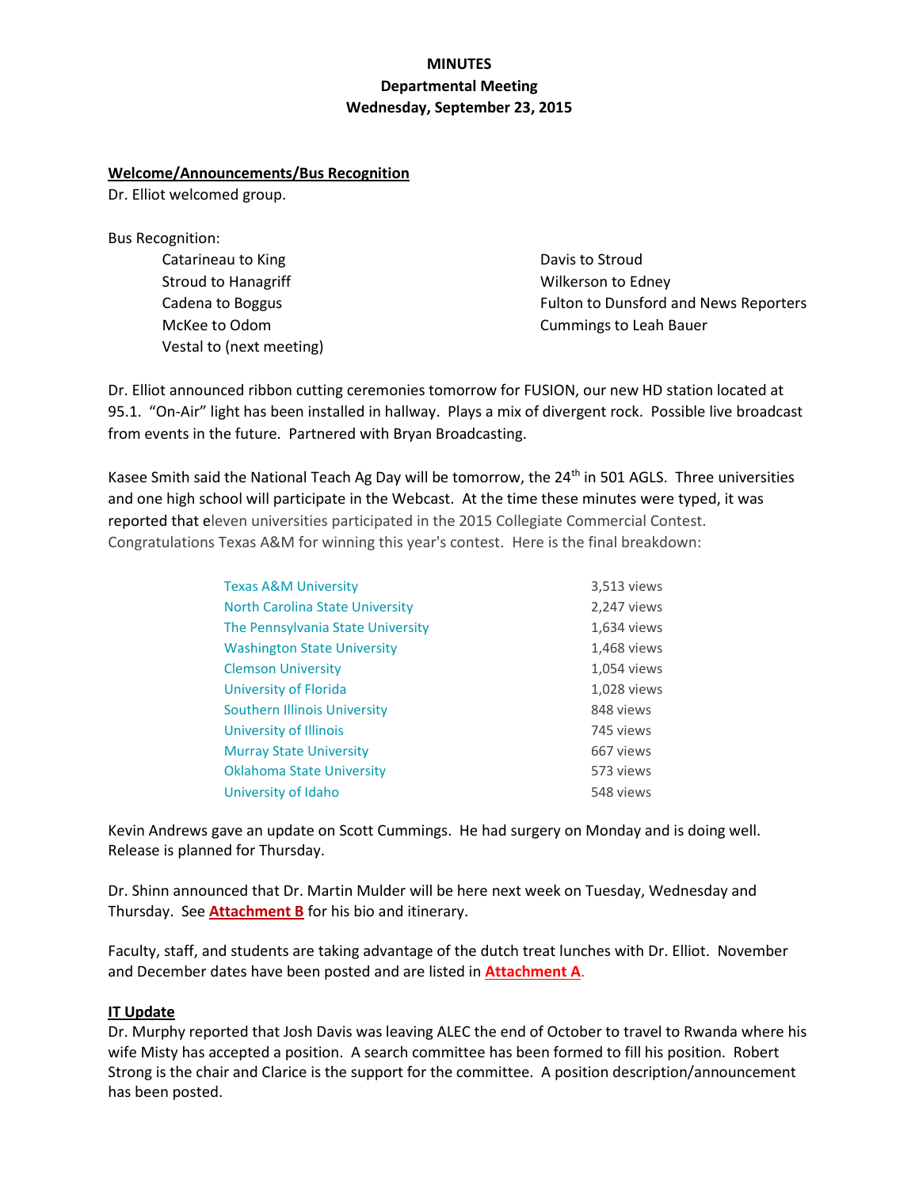# MINUTES
## Departmental Meeting
## Wednesday, September 23, 2015

**Welcome/Announcements/Bus Recognition**

Dr. Elliot welcomed group.

Bus Recognition:

- Catarineau to King
- Stroud to Hanagriff
- Cadena to Boggus
- McKee to Odom
- Vestal to (next meeting)
- Davis to Stroud
- Wilkerson to Edney
- Fulton to Dunsford and News Reporters
- Cummings to Leah Bauer

Dr. Elliot announced ribbon cutting ceremonies tomorrow for FUSION, our new HD station located at 95.1. "On-Air" light has been installed in hallway. Plays a mix of divergent rock. Possible live broadcast from events in the future. Partnered with Bryan Broadcasting.

Kasee Smith said the National Teach Ag Day will be tomorrow, the 24th in 501 AGLS. Three universities and one high school will participate in the Webcast. At the time these minutes were typed, it was reported that eleven universities participated in the 2015 Collegiate Commercial Contest. Congratulations Texas A&M for winning this year's contest. Here is the final breakdown:

| University | Views |
|---|---|
| Texas A&M University | 3,513 views |
| North Carolina State University | 2,247 views |
| The Pennsylvania State University | 1,634 views |
| Washington State University | 1,468 views |
| Clemson University | 1,054 views |
| University of Florida | 1,028 views |
| Southern Illinois University | 848 views |
| University of Illinois | 745 views |
| Murray State University | 667 views |
| Oklahoma State University | 573 views |
| University of Idaho | 548 views |

Kevin Andrews gave an update on Scott Cummings. He had surgery on Monday and is doing well. Release is planned for Thursday.

Dr. Shinn announced that Dr. Martin Mulder will be here next week on Tuesday, Wednesday and Thursday. See **Attachment B** for his bio and itinerary.

Faculty, staff, and students are taking advantage of the dutch treat lunches with Dr. Elliot. November and December dates have been posted and are listed in **Attachment A**.

**IT Update**

Dr. Murphy reported that Josh Davis was leaving ALEC the end of October to travel to Rwanda where his wife Misty has accepted a position. A search committee has been formed to fill his position. Robert Strong is the chair and Clarice is the support for the committee. A position description/announcement has been posted.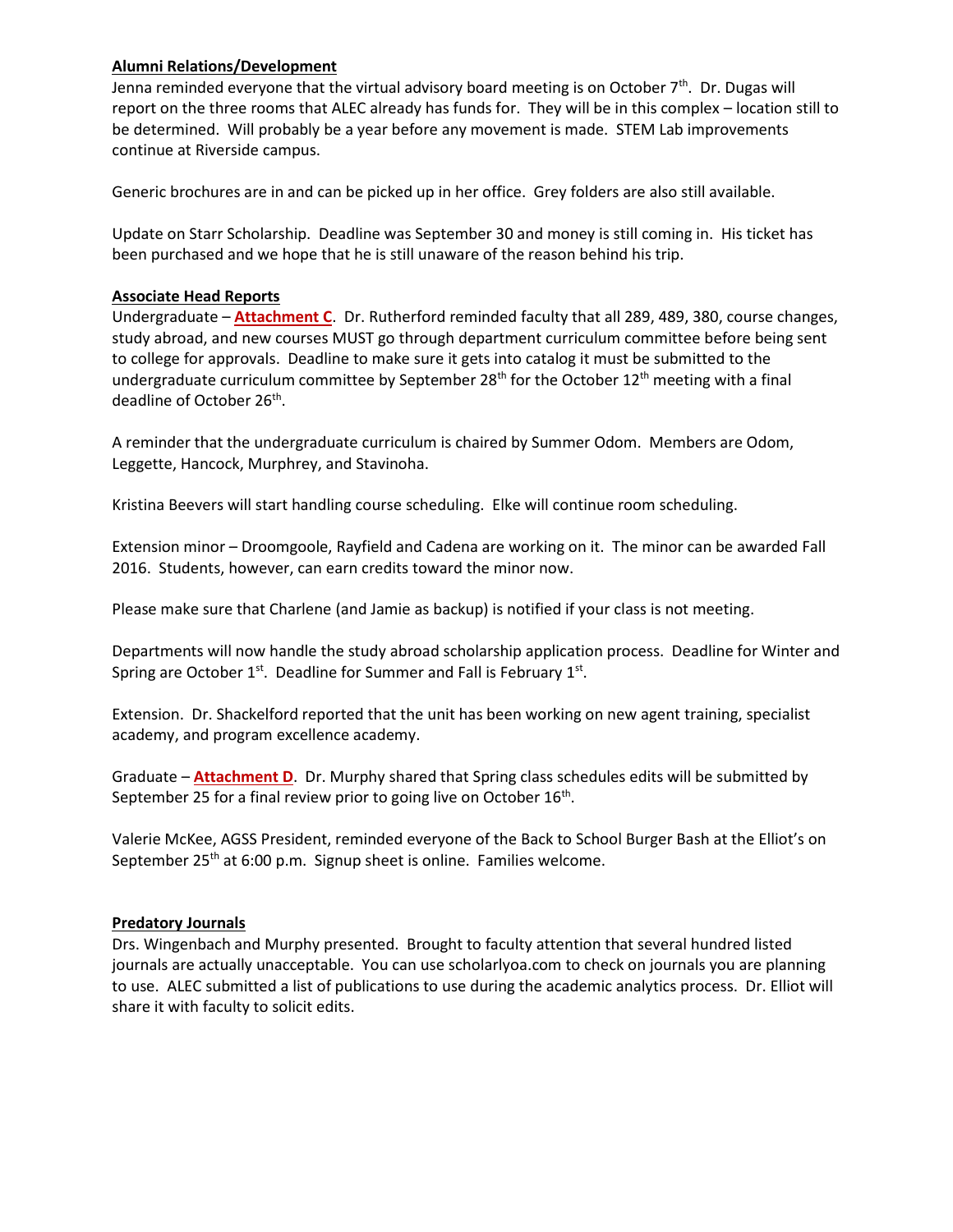**Alumni Relations/Development**

Jenna reminded everyone that the virtual advisory board meeting is on October 7th. Dr. Dugas will report on the three rooms that ALEC already has funds for. They will be in this complex – location still to be determined. Will probably be a year before any movement is made. STEM Lab improvements continue at Riverside campus.

Generic brochures are in and can be picked up in her office. Grey folders are also still available.

Update on Starr Scholarship. Deadline was September 30 and money is still coming in. His ticket has been purchased and we hope that he is still unaware of the reason behind his trip.

**Associate Head Reports**

Undergraduate – **Attachment C**. Dr. Rutherford reminded faculty that all 289, 489, 380, course changes, study abroad, and new courses MUST go through department curriculum committee before being sent to college for approvals. Deadline to make sure it gets into catalog it must be submitted to the undergraduate curriculum committee by September 28th for the October 12th meeting with a final deadline of October 26th.

A reminder that the undergraduate curriculum is chaired by Summer Odom. Members are Odom, Leggette, Hancock, Murphrey, and Stavinoha.

Kristina Beevers will start handling course scheduling. Elke will continue room scheduling.

Extension minor – Droomgoole, Rayfield and Cadena are working on it. The minor can be awarded Fall 2016. Students, however, can earn credits toward the minor now.

Please make sure that Charlene (and Jamie as backup) is notified if your class is not meeting.

Departments will now handle the study abroad scholarship application process. Deadline for Winter and Spring are October 1st. Deadline for Summer and Fall is February 1st.

Extension. Dr. Shackelford reported that the unit has been working on new agent training, specialist academy, and program excellence academy.

Graduate – **Attachment D**. Dr. Murphy shared that Spring class schedules edits will be submitted by September 25 for a final review prior to going live on October 16th.

Valerie McKee, AGSS President, reminded everyone of the Back to School Burger Bash at the Elliot's on September 25th at 6:00 p.m. Signup sheet is online. Families welcome.

**Predatory Journals**

Drs. Wingenbach and Murphy presented. Brought to faculty attention that several hundred listed journals are actually unacceptable. You can use scholarlyoa.com to check on journals you are planning to use. ALEC submitted a list of publications to use during the academic analytics process. Dr. Elliot will share it with faculty to solicit edits.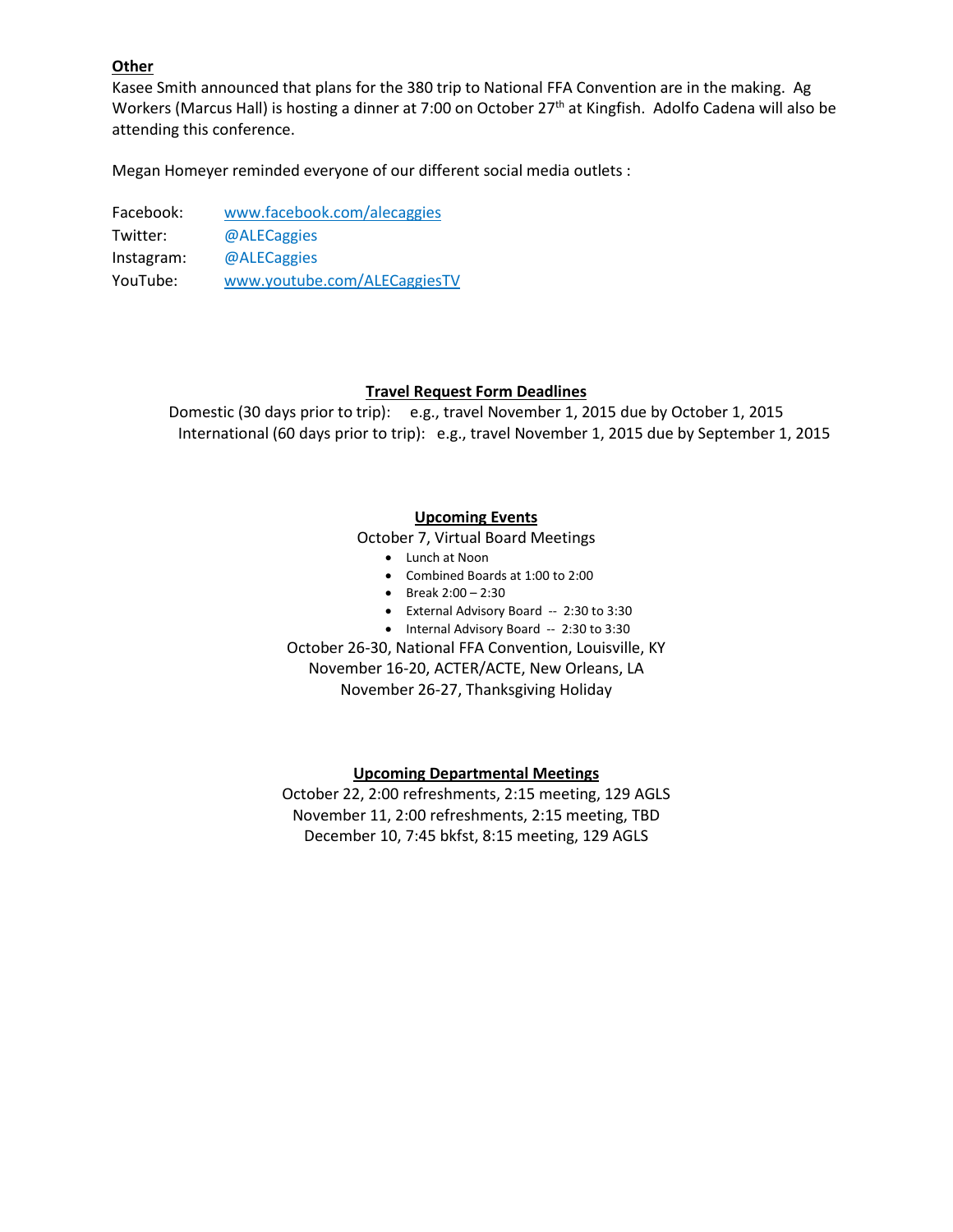**Other**

Kasee Smith announced that plans for the 380 trip to National FFA Convention are in the making. Ag Workers (Marcus Hall) is hosting a dinner at 7:00 on October 27th at Kingfish. Adolfo Cadena will also be attending this conference.

Megan Homeyer reminded everyone of our different social media outlets :

Facebook: www.facebook.com/alecaggies
Twitter: @ALECaggies
Instagram: @ALECaggies
YouTube: www.youtube.com/ALECaggiesTV

**Travel Request Form Deadlines**

Domestic (30 days prior to trip): e.g., travel November 1, 2015 due by October 1, 2015
International (60 days prior to trip): e.g., travel November 1, 2015 due by September 1, 2015

**Upcoming Events**

October 7, Virtual Board Meetings

- Lunch at Noon
- Combined Boards at 1:00 to 2:00
- Break 2:00 – 2:30
- External Advisory Board -- 2:30 to 3:30
- Internal Advisory Board -- 2:30 to 3:30

October 26-30, National FFA Convention, Louisville, KY
November 16-20, ACTER/ACTE, New Orleans, LA
November 26-27, Thanksgiving Holiday

**Upcoming Departmental Meetings**

October 22, 2:00 refreshments, 2:15 meeting, 129 AGLS
November 11, 2:00 refreshments, 2:15 meeting, TBD
December 10, 7:45 bkfst, 8:15 meeting, 129 AGLS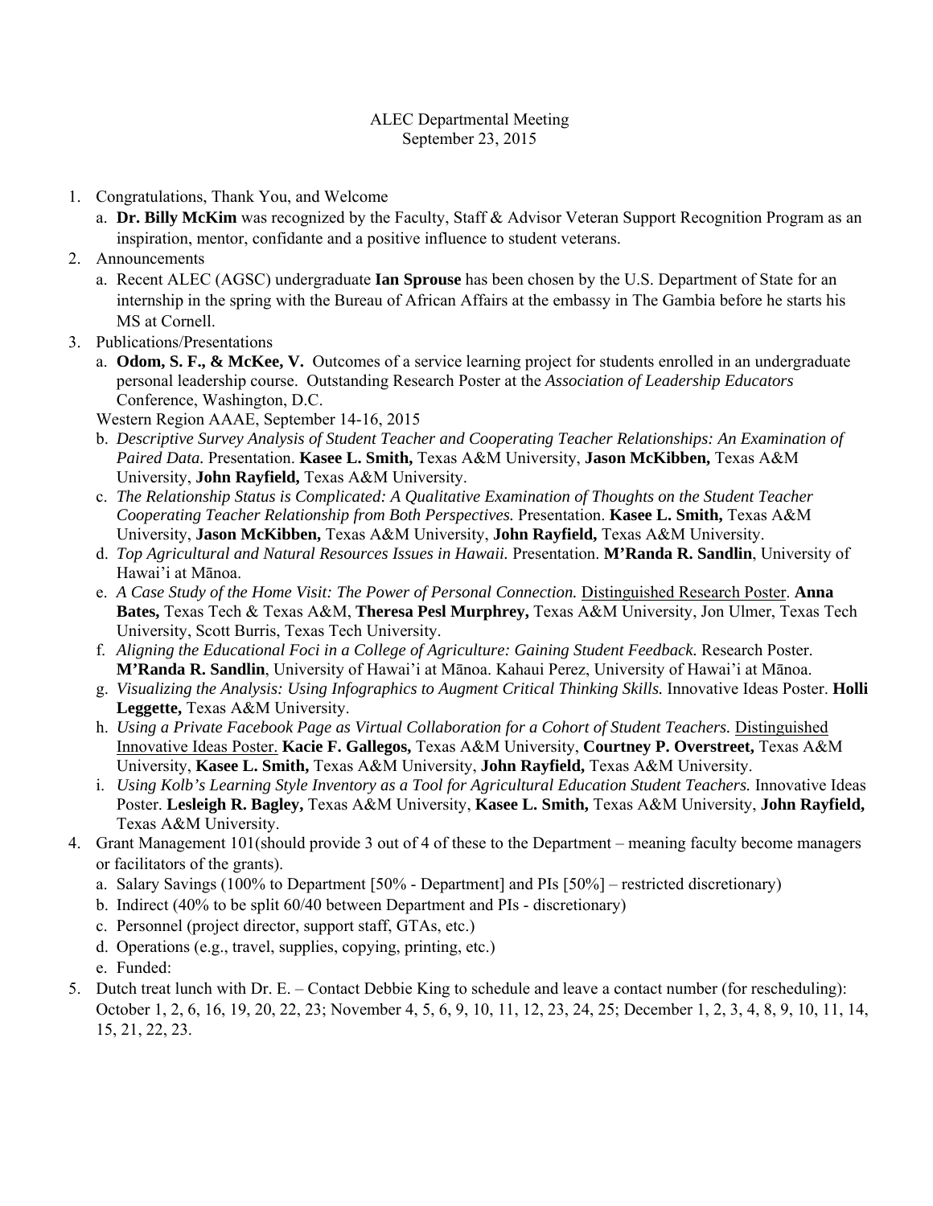ALEC Departmental Meeting
September 23, 2015

1. Congratulations, Thank You, and Welcome
   a. **Dr. Billy McKim** was recognized by the Faculty, Staff & Advisor Veteran Support Recognition Program as an inspiration, mentor, confidante and a positive influence to student veterans.
2. Announcements
   a. Recent ALEC (AGSC) undergraduate **Ian Sprouse** has been chosen by the U.S. Department of State for an internship in the spring with the Bureau of African Affairs at the embassy in The Gambia before he starts his MS at Cornell.
3. Publications/Presentations
   a. **Odom, S. F., & McKee, V.** Outcomes of a service learning project for students enrolled in an undergraduate personal leadership course. Outstanding Research Poster at the *Association of Leadership Educators* Conference, Washington, D.C.

   Western Region AAAE, September 14-16, 2015

   b. *Descriptive Survey Analysis of Student Teacher and Cooperating Teacher Relationships: An Examination of Paired Data.* Presentation. **Kasee L. Smith,** Texas A&M University, **Jason McKibben,** Texas A&M University, **John Rayfield,** Texas A&M University.
   c. *The Relationship Status is Complicated: A Qualitative Examination of Thoughts on the Student Teacher Cooperating Teacher Relationship from Both Perspectives.* Presentation. **Kasee L. Smith,** Texas A&M University, **Jason McKibben,** Texas A&M University, **John Rayfield,** Texas A&M University.
   d. *Top Agricultural and Natural Resources Issues in Hawaii.* Presentation. **M'Randa R. Sandlin**, University of Hawai'i at Mānoa.
   e. *A Case Study of the Home Visit: The Power of Personal Connection.* Distinguished Research Poster. **Anna Bates,** Texas Tech & Texas A&M, **Theresa Pesl Murphrey,** Texas A&M University, Jon Ulmer, Texas Tech University, Scott Burris, Texas Tech University.
   f. *Aligning the Educational Foci in a College of Agriculture: Gaining Student Feedback.* Research Poster. **M'Randa R. Sandlin**, University of Hawai'i at Mānoa. Kahaui Perez, University of Hawai'i at Mānoa.
   g. *Visualizing the Analysis: Using Infographics to Augment Critical Thinking Skills.* Innovative Ideas Poster. **Holli Leggette,** Texas A&M University.
   h. *Using a Private Facebook Page as Virtual Collaboration for a Cohort of Student Teachers.* Distinguished Innovative Ideas Poster. **Kacie F. Gallegos,** Texas A&M University, **Courtney P. Overstreet,** Texas A&M University, **Kasee L. Smith,** Texas A&M University, **John Rayfield,** Texas A&M University.
   i. *Using Kolb's Learning Style Inventory as a Tool for Agricultural Education Student Teachers.* Innovative Ideas Poster. **Lesleigh R. Bagley,** Texas A&M University, **Kasee L. Smith,** Texas A&M University, **John Rayfield,** Texas A&M University.
4. Grant Management 101(should provide 3 out of 4 of these to the Department – meaning faculty become managers or facilitators of the grants).
   a. Salary Savings (100% to Department [50% - Department] and PIs [50%] – restricted discretionary)
   b. Indirect (40% to be split 60/40 between Department and PIs - discretionary)
   c. Personnel (project director, support staff, GTAs, etc.)
   d. Operations (e.g., travel, supplies, copying, printing, etc.)
   e. Funded:
5. Dutch treat lunch with Dr. E. – Contact Debbie King to schedule and leave a contact number (for rescheduling): October 1, 2, 6, 16, 19, 20, 22, 23; November 4, 5, 6, 9, 10, 11, 12, 23, 24, 25; December 1, 2, 3, 4, 8, 9, 10, 11, 14, 15, 21, 22, 23.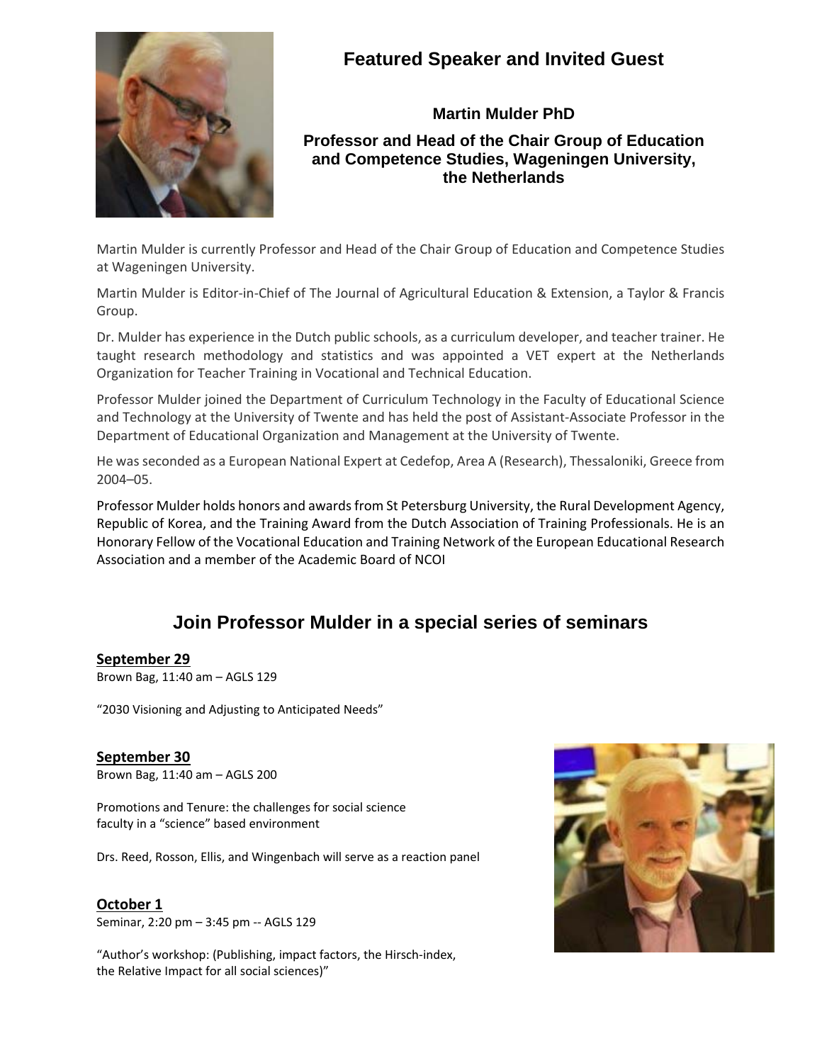# Featured Speaker and Invited Guest

**Martin Mulder PhD**

**Professor and Head of the Chair Group of Education and Competence Studies, Wageningen University, the Netherlands**

Martin Mulder is currently Professor and Head of the Chair Group of Education and Competence Studies at Wageningen University.

Martin Mulder is Editor-in-Chief of The Journal of Agricultural Education & Extension, a Taylor & Francis Group.

Dr. Mulder has experience in the Dutch public schools, as a curriculum developer, and teacher trainer. He taught research methodology and statistics and was appointed a VET expert at the Netherlands Organization for Teacher Training in Vocational and Technical Education.

Professor Mulder joined the Department of Curriculum Technology in the Faculty of Educational Science and Technology at the University of Twente and has held the post of Assistant-Associate Professor in the Department of Educational Organization and Management at the University of Twente.

He was seconded as a European National Expert at Cedefop, Area A (Research), Thessaloniki, Greece from 2004–05.

Professor Mulder holds honors and awards from St Petersburg University, the Rural Development Agency, Republic of Korea, and the Training Award from the Dutch Association of Training Professionals. He is an Honorary Fellow of the Vocational Education and Training Network of the European Educational Research Association and a member of the Academic Board of NCOI

## Join Professor Mulder in a special series of seminars

**September 29**
Brown Bag, 11:40 am – AGLS 129

"2030 Visioning and Adjusting to Anticipated Needs"

**September 30**
Brown Bag, 11:40 am – AGLS 200

Promotions and Tenure: the challenges for social science faculty in a "science" based environment

Drs. Reed, Rosson, Ellis, and Wingenbach will serve as a reaction panel

**October 1**
Seminar, 2:20 pm – 3:45 pm -- AGLS 129

"Author's workshop: (Publishing, impact factors, the Hirsch-index, the Relative Impact for all social sciences)"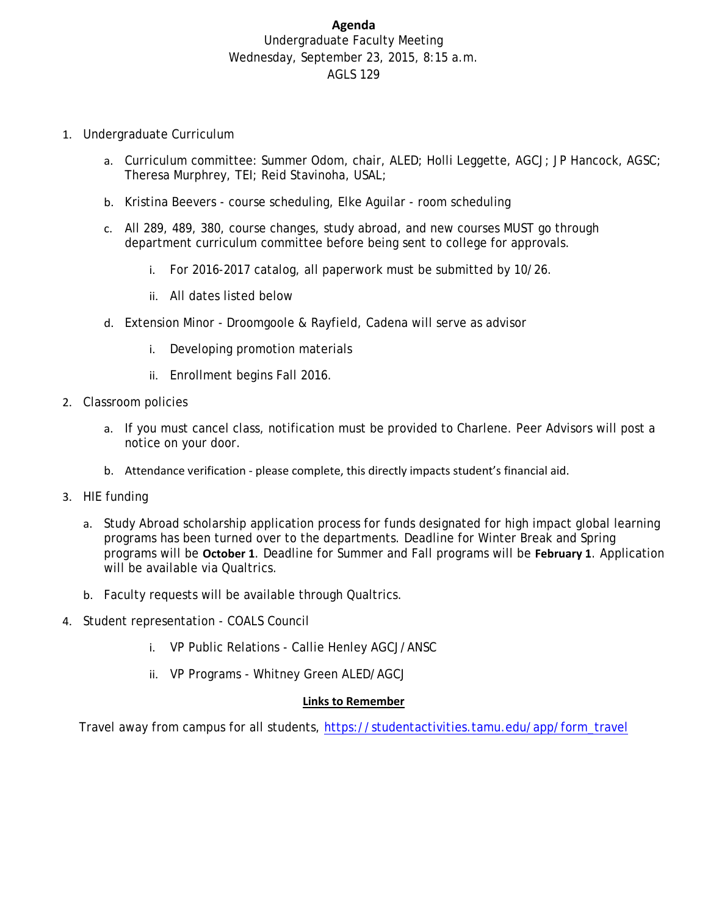# Agenda

Undergraduate Faculty Meeting
Wednesday, September 23, 2015, 8:15 a.m.
AGLS 129

1. Undergraduate Curriculum
   a. Curriculum committee: Summer Odom, chair, ALED; Holli Leggette, AGCJ; JP Hancock, AGSC; Theresa Murphrey, TEI; Reid Stavinoha, USAL;
   b. Kristina Beevers - course scheduling, Elke Aguilar - room scheduling
   c. All 289, 489, 380, course changes, study abroad, and new courses MUST go through department curriculum committee before being sent to college for approvals.
      i. For 2016-2017 catalog, all paperwork must be submitted by 10/26.
      ii. All dates listed below
   d. Extension Minor - Droomgoole & Rayfield, Cadena will serve as advisor
      i. Developing promotion materials
      ii. Enrollment begins Fall 2016.
2. Classroom policies
   a. If you must cancel class, notification must be provided to Charlene. Peer Advisors will post a notice on your door.
   b. Attendance verification - please complete, this directly impacts student's financial aid.
3. HIE funding
   a. Study Abroad scholarship application process for funds designated for high impact global learning programs has been turned over to the departments. Deadline for Winter Break and Spring programs will be **October 1**. Deadline for Summer and Fall programs will be **February 1**. Application will be available via Qualtrics.
   b. Faculty requests will be available through Qualtrics.
4. Student representation - COALS Council
   i. VP Public Relations - Callie Henley AGCJ/ANSC
   ii. VP Programs - Whitney Green ALED/AGCJ

**Links to Remember**

Travel away from campus for all students, https://studentactivities.tamu.edu/app/form_travel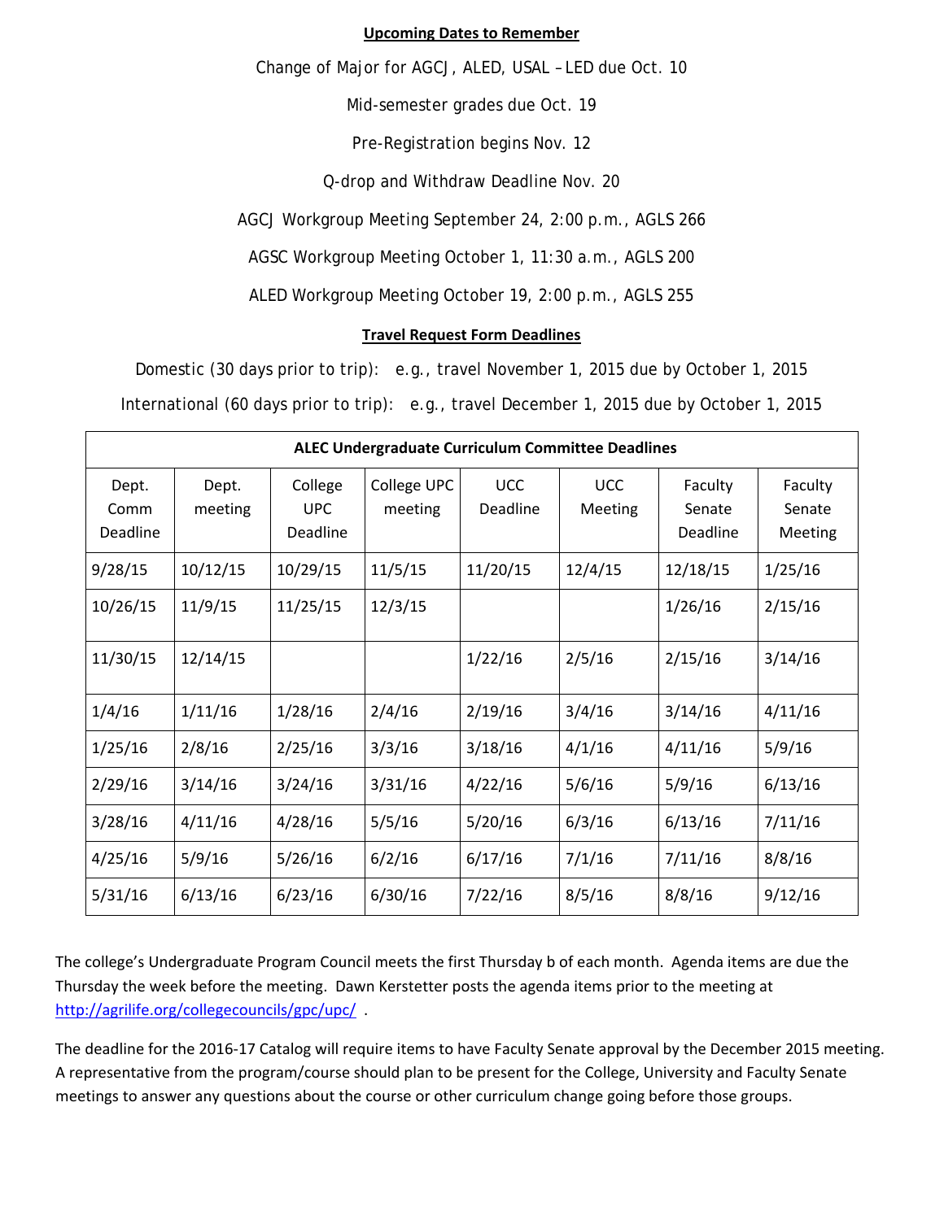## Upcoming Dates to Remember

Change of Major for AGCJ, ALED, USAL – LED due Oct. 10

Mid-semester grades due Oct. 19

Pre-Registration begins Nov. 12

Q-drop and Withdraw Deadline Nov. 20

AGCJ Workgroup Meeting September 24, 2:00 p.m., AGLS 266

AGSC Workgroup Meeting October 1, 11:30 a.m., AGLS 200

ALED Workgroup Meeting October 19, 2:00 p.m., AGLS 255

## Travel Request Form Deadlines

Domestic (30 days prior to trip): e.g., travel November 1, 2015 due by October 1, 2015

International (60 days prior to trip): e.g., travel December 1, 2015 due by October 1, 2015

| ALEC Undergraduate Curriculum Committee Deadlines | | | | | | | |
|---|---|---|---|---|---|---|---|
| Dept. Comm Deadline | Dept. meeting | College UPC Deadline | College UPC meeting | UCC Deadline | UCC Meeting | Faculty Senate Deadline | Faculty Senate Meeting |
| 9/28/15 | 10/12/15 | 10/29/15 | 11/5/15 | 11/20/15 | 12/4/15 | 12/18/15 | 1/25/16 |
| 10/26/15 | 11/9/15 | 11/25/15 | 12/3/15 | | | 1/26/16 | 2/15/16 |
| 11/30/15 | 12/14/15 | | | 1/22/16 | 2/5/16 | 2/15/16 | 3/14/16 |
| 1/4/16 | 1/11/16 | 1/28/16 | 2/4/16 | 2/19/16 | 3/4/16 | 3/14/16 | 4/11/16 |
| 1/25/16 | 2/8/16 | 2/25/16 | 3/3/16 | 3/18/16 | 4/1/16 | 4/11/16 | 5/9/16 |
| 2/29/16 | 3/14/16 | 3/24/16 | 3/31/16 | 4/22/16 | 5/6/16 | 5/9/16 | 6/13/16 |
| 3/28/16 | 4/11/16 | 4/28/16 | 5/5/16 | 5/20/16 | 6/3/16 | 6/13/16 | 7/11/16 |
| 4/25/16 | 5/9/16 | 5/26/16 | 6/2/16 | 6/17/16 | 7/1/16 | 7/11/16 | 8/8/16 |
| 5/31/16 | 6/13/16 | 6/23/16 | 6/30/16 | 7/22/16 | 8/5/16 | 8/8/16 | 9/12/16 |

The college's Undergraduate Program Council meets the first Thursday b of each month. Agenda items are due the Thursday the week before the meeting. Dawn Kerstetter posts the agenda items prior to the meeting at http://agrilife.org/collegecouncils/gpc/upc/ .

The deadline for the 2016-17 Catalog will require items to have Faculty Senate approval by the December 2015 meeting. A representative from the program/course should plan to be present for the College, University and Faculty Senate meetings to answer any questions about the course or other curriculum change going before those groups.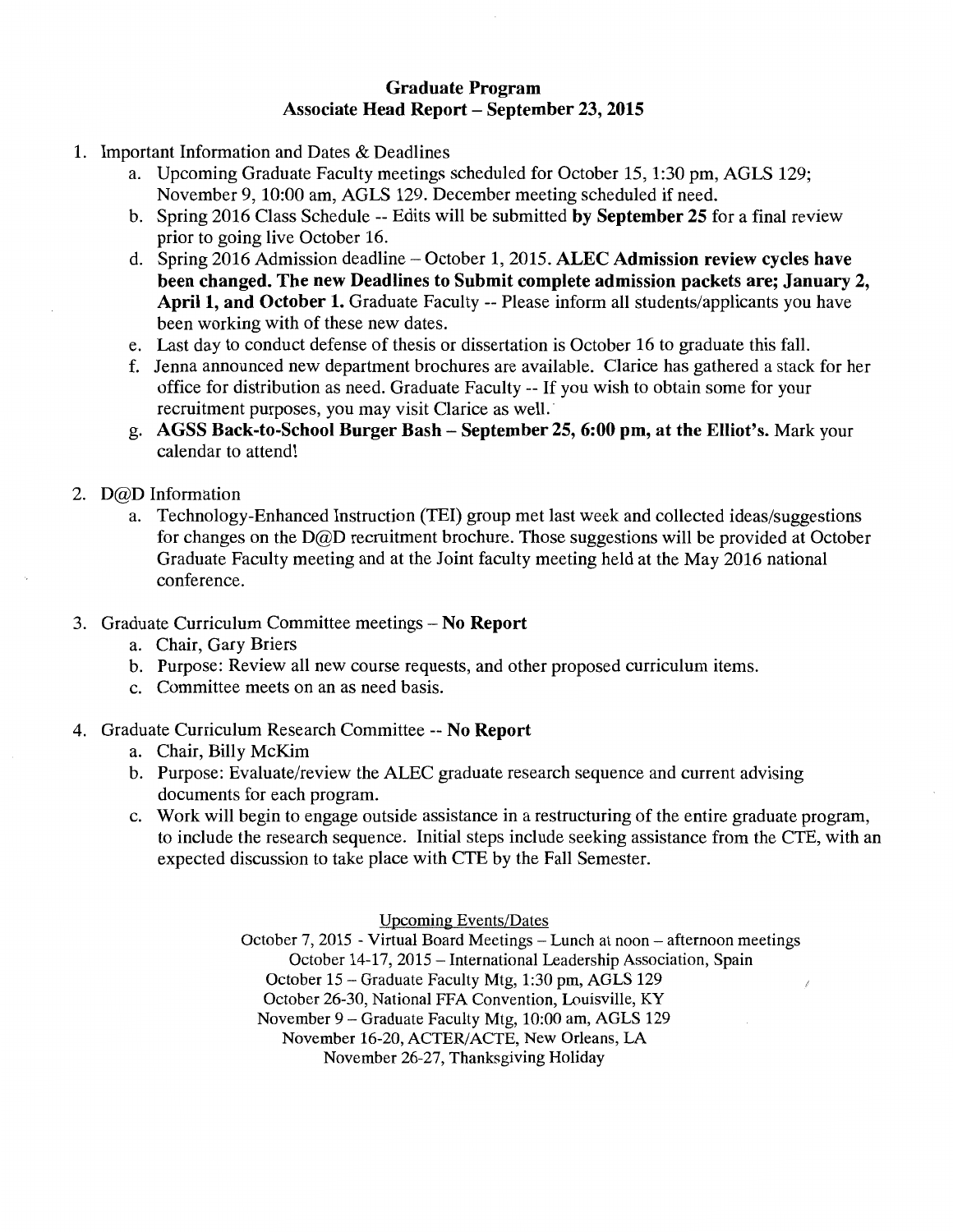**Graduate Program**
**Associate Head Report – September 23, 2015**

1. Important Information and Dates & Deadlines
   a. Upcoming Graduate Faculty meetings scheduled for October 15, 1:30 pm, AGLS 129; November 9, 10:00 am, AGLS 129. December meeting scheduled if need.
   b. Spring 2016 Class Schedule -- Edits will be submitted **by September 25** for a final review prior to going live October 16.
   d. Spring 2016 Admission deadline – October 1, 2015. **ALEC Admission review cycles have been changed. The new Deadlines to Submit complete admission packets are; January 2, April 1, and October 1.** Graduate Faculty -- Please inform all students/applicants you have been working with of these new dates.
   e. Last day to conduct defense of thesis or dissertation is October 16 to graduate this fall.
   f. Jenna announced new department brochures are available. Clarice has gathered a stack for her office for distribution as need. Graduate Faculty -- If you wish to obtain some for your recruitment purposes, you may visit Clarice as well.
   g. **AGSS Back-to-School Burger Bash – September 25, 6:00 pm, at the Elliot's.** Mark your calendar to attend!

2. D@D Information
   a. Technology-Enhanced Instruction (TEI) group met last week and collected ideas/suggestions for changes on the D@D recruitment brochure. Those suggestions will be provided at October Graduate Faculty meeting and at the Joint faculty meeting held at the May 2016 national conference.

3. Graduate Curriculum Committee meetings – **No Report**
   a. Chair, Gary Briers
   b. Purpose: Review all new course requests, and other proposed curriculum items.
   c. Committee meets on an as need basis.

4. Graduate Curriculum Research Committee -- **No Report**
   a. Chair, Billy McKim
   b. Purpose: Evaluate/review the ALEC graduate research sequence and current advising documents for each program.
   c. Work will begin to engage outside assistance in a restructuring of the entire graduate program, to include the research sequence. Initial steps include seeking assistance from the CTE, with an expected discussion to take place with CTE by the Fall Semester.

Upcoming Events/Dates

October 7, 2015 - Virtual Board Meetings – Lunch at noon – afternoon meetings
October 14-17, 2015 – International Leadership Association, Spain
October 15 – Graduate Faculty Mtg, 1:30 pm, AGLS 129
October 26-30, National FFA Convention, Louisville, KY
November 9 – Graduate Faculty Mtg, 10:00 am, AGLS 129
November 16-20, ACTER/ACTE, New Orleans, LA
November 26-27, Thanksgiving Holiday